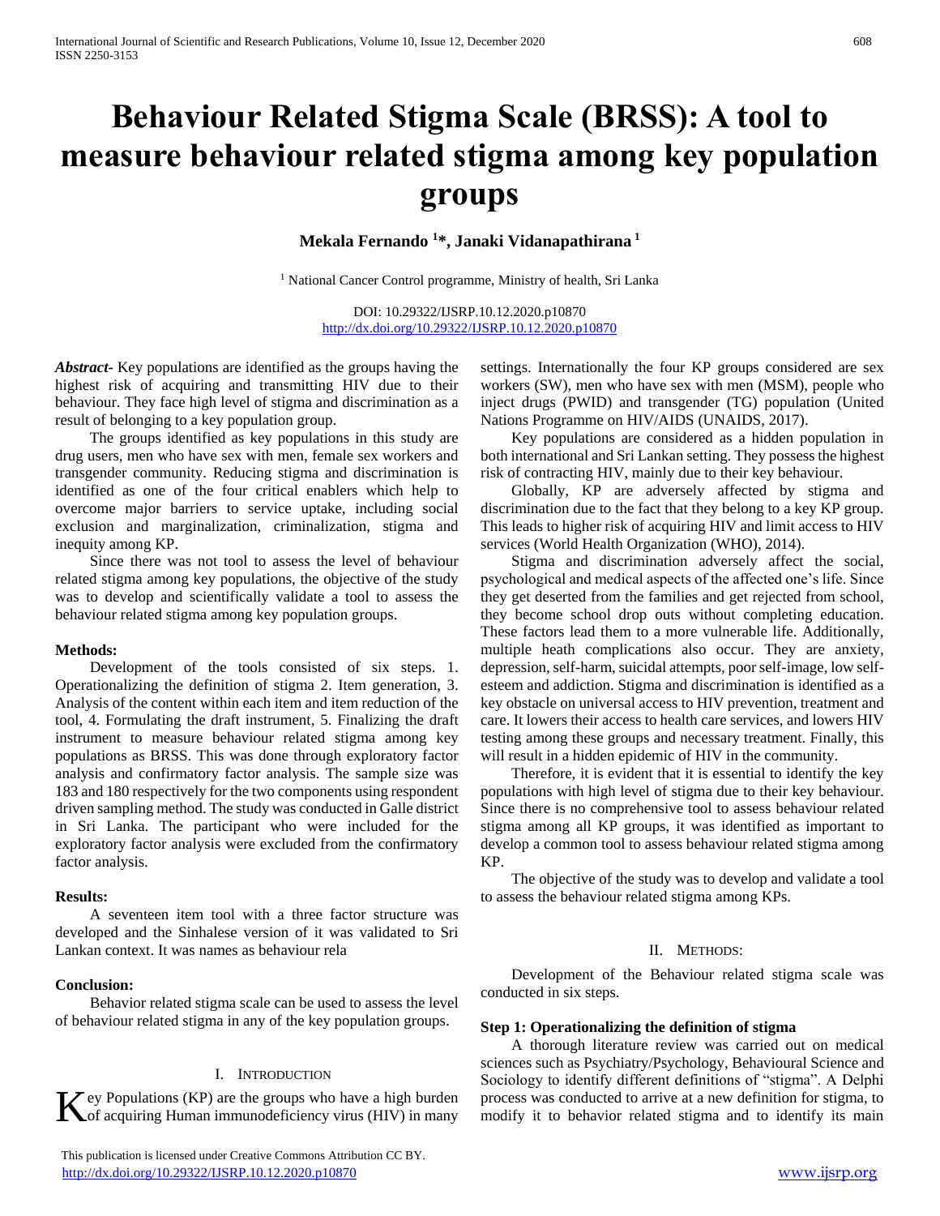# Behaviour Related Stigma Scale (BRSS): A tool to measure behaviour related stigma among key population groups

**Mekala Fernando [1]*, Janaki Vidanapathirana [1]**

[1] National Cancer Control programme, Ministry of health, Sri Lanka

DOI: 10.29322/IJSRP.10.12.2020.p10870
http://dx.doi.org/10.29322/IJSRP.10.12.2020.p10870

***Abstract***- Key populations are identified as the groups having the highest risk of acquiring and transmitting HIV due to their behaviour. They face high level of stigma and discrimination as a result of belonging to a key population group.

The groups identified as key populations in this study are drug users, men who have sex with men, female sex workers and transgender community. Reducing stigma and discrimination is identified as one of the four critical enablers which help to overcome major barriers to service uptake, including social exclusion and marginalization, criminalization, stigma and inequity among KP.

Since there was not tool to assess the level of behaviour related stigma among key populations, the objective of the study was to develop and scientifically validate a tool to assess the behaviour related stigma among key population groups.

**Methods:**

Development of the tools consisted of six steps. 1. Operationalizing the definition of stigma 2. Item generation, 3. Analysis of the content within each item and item reduction of the tool, 4. Formulating the draft instrument, 5. Finalizing the draft instrument to measure behaviour related stigma among key populations as BRSS. This was done through exploratory factor analysis and confirmatory factor analysis. The sample size was 183 and 180 respectively for the two components using respondent driven sampling method. The study was conducted in Galle district in Sri Lanka. The participant who were included for the exploratory factor analysis were excluded from the confirmatory factor analysis.

**Results:**

A seventeen item tool with a three factor structure was developed and the Sinhalese version of it was validated to Sri Lankan context. It was names as behaviour rela

**Conclusion:**

Behavior related stigma scale can be used to assess the level of behaviour related stigma in any of the key population groups.

## I. Introduction

Key Populations (KP) are the groups who have a high burden of acquiring Human immunodeficiency virus (HIV) in many settings. Internationally the four KP groups considered are sex workers (SW), men who have sex with men (MSM), people who inject drugs (PWID) and transgender (TG) population (United Nations Programme on HIV/AIDS (UNAIDS, 2017).

Key populations are considered as a hidden population in both international and Sri Lankan setting. They possess the highest risk of contracting HIV, mainly due to their key behaviour.

Globally, KP are adversely affected by stigma and discrimination due to the fact that they belong to a key KP group. This leads to higher risk of acquiring HIV and limit access to HIV services (World Health Organization (WHO), 2014).

Stigma and discrimination adversely affect the social, psychological and medical aspects of the affected one's life. Since they get deserted from the families and get rejected from school, they become school drop outs without completing education. These factors lead them to a more vulnerable life. Additionally, multiple heath complications also occur. They are anxiety, depression, self-harm, suicidal attempts, poor self-image, low self-esteem and addiction. Stigma and discrimination is identified as a key obstacle on universal access to HIV prevention, treatment and care. It lowers their access to health care services, and lowers HIV testing among these groups and necessary treatment. Finally, this will result in a hidden epidemic of HIV in the community.

Therefore, it is evident that it is essential to identify the key populations with high level of stigma due to their key behaviour. Since there is no comprehensive tool to assess behaviour related stigma among all KP groups, it was identified as important to develop a common tool to assess behaviour related stigma among KP.

The objective of the study was to develop and validate a tool to assess the behaviour related stigma among KPs.

## II. Methods:

Development of the Behaviour related stigma scale was conducted in six steps.

**Step 1: Operationalizing the definition of stigma**

A thorough literature review was carried out on medical sciences such as Psychiatry/Psychology, Behavioural Science and Sociology to identify different definitions of "stigma". A Delphi process was conducted to arrive at a new definition for stigma, to modify it to behavior related stigma and to identify its main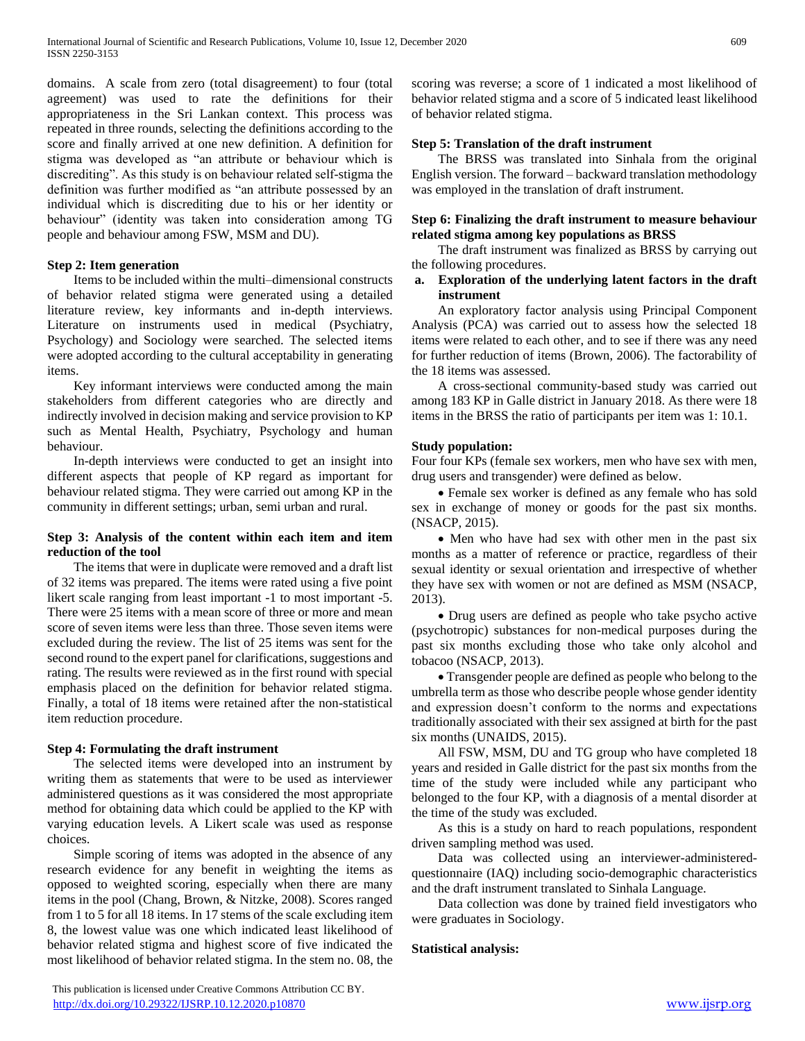domains. A scale from zero (total disagreement) to four (total agreement) was used to rate the definitions for their appropriateness in the Sri Lankan context. This process was repeated in three rounds, selecting the definitions according to the score and finally arrived at one new definition. A definition for stigma was developed as "an attribute or behaviour which is discrediting". As this study is on behaviour related self-stigma the definition was further modified as "an attribute possessed by an individual which is discrediting due to his or her identity or behaviour" (identity was taken into consideration among TG people and behaviour among FSW, MSM and DU).

**Step 2: Item generation**

Items to be included within the multi–dimensional constructs of behavior related stigma were generated using a detailed literature review, key informants and in-depth interviews. Literature on instruments used in medical (Psychiatry, Psychology) and Sociology were searched. The selected items were adopted according to the cultural acceptability in generating items.

Key informant interviews were conducted among the main stakeholders from different categories who are directly and indirectly involved in decision making and service provision to KP such as Mental Health, Psychiatry, Psychology and human behaviour.

In-depth interviews were conducted to get an insight into different aspects that people of KP regard as important for behaviour related stigma. They were carried out among KP in the community in different settings; urban, semi urban and rural.

**Step 3: Analysis of the content within each item and item reduction of the tool**

The items that were in duplicate were removed and a draft list of 32 items was prepared. The items were rated using a five point likert scale ranging from least important -1 to most important -5. There were 25 items with a mean score of three or more and mean score of seven items were less than three. Those seven items were excluded during the review. The list of 25 items was sent for the second round to the expert panel for clarifications, suggestions and rating. The results were reviewed as in the first round with special emphasis placed on the definition for behavior related stigma. Finally, a total of 18 items were retained after the non-statistical item reduction procedure.

**Step 4: Formulating the draft instrument**

The selected items were developed into an instrument by writing them as statements that were to be used as interviewer administered questions as it was considered the most appropriate method for obtaining data which could be applied to the KP with varying education levels. A Likert scale was used as response choices.

Simple scoring of items was adopted in the absence of any research evidence for any benefit in weighting the items as opposed to weighted scoring, especially when there are many items in the pool (Chang, Brown, & Nitzke, 2008). Scores ranged from 1 to 5 for all 18 items. In 17 stems of the scale excluding item 8, the lowest value was one which indicated least likelihood of behavior related stigma and highest score of five indicated the most likelihood of behavior related stigma. In the stem no. 08, the scoring was reverse; a score of 1 indicated a most likelihood of behavior related stigma and a score of 5 indicated least likelihood of behavior related stigma.

**Step 5: Translation of the draft instrument**

The BRSS was translated into Sinhala from the original English version. The forward – backward translation methodology was employed in the translation of draft instrument.

**Step 6: Finalizing the draft instrument to measure behaviour related stigma among key populations as BRSS**

The draft instrument was finalized as BRSS by carrying out the following procedures.

**a. Exploration of the underlying latent factors in the draft instrument**

An exploratory factor analysis using Principal Component Analysis (PCA) was carried out to assess how the selected 18 items were related to each other, and to see if there was any need for further reduction of items (Brown, 2006). The factorability of the 18 items was assessed.

A cross-sectional community-based study was carried out among 183 KP in Galle district in January 2018. As there were 18 items in the BRSS the ratio of participants per item was 1: 10.1.

**Study population:**

Four four KPs (female sex workers, men who have sex with men, drug users and transgender) were defined as below.

- Female sex worker is defined as any female who has sold sex in exchange of money or goods for the past six months. (NSACP, 2015).
- Men who have had sex with other men in the past six months as a matter of reference or practice, regardless of their sexual identity or sexual orientation and irrespective of whether they have sex with women or not are defined as MSM (NSACP, 2013).
- Drug users are defined as people who take psycho active (psychotropic) substances for non-medical purposes during the past six months excluding those who take only alcohol and tobacoo (NSACP, 2013).
- Transgender people are defined as people who belong to the umbrella term as those who describe people whose gender identity and expression doesn't conform to the norms and expectations traditionally associated with their sex assigned at birth for the past six months (UNAIDS, 2015).

All FSW, MSM, DU and TG group who have completed 18 years and resided in Galle district for the past six months from the time of the study were included while any participant who belonged to the four KP, with a diagnosis of a mental disorder at the time of the study was excluded.

As this is a study on hard to reach populations, respondent driven sampling method was used.

Data was collected using an interviewer-administered-questionnaire (IAQ) including socio-demographic characteristics and the draft instrument translated to Sinhala Language.

Data collection was done by trained field investigators who were graduates in Sociology.

**Statistical analysis:**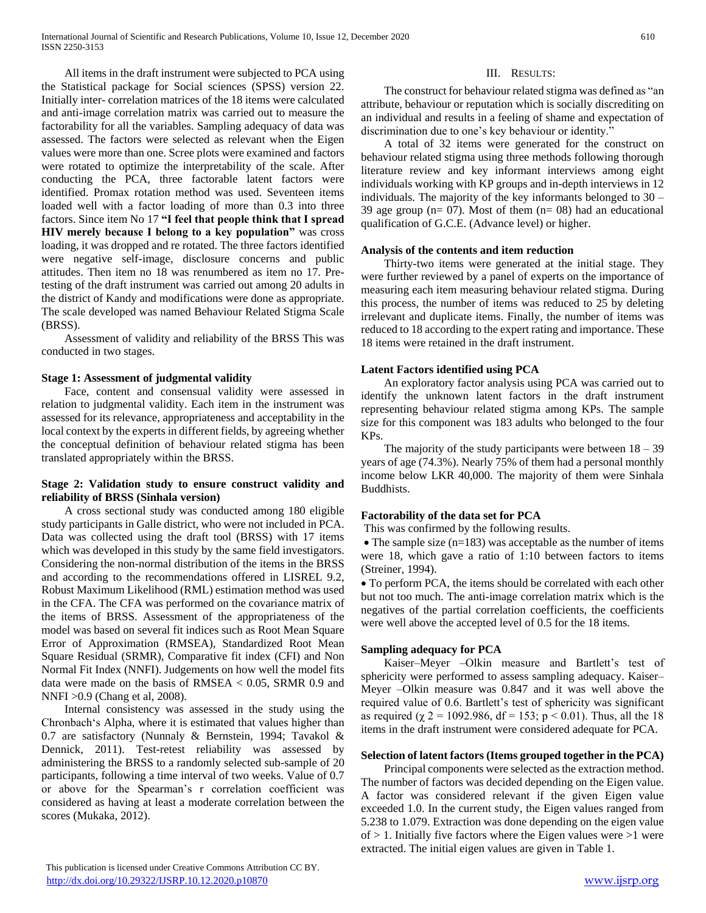All items in the draft instrument were subjected to PCA using the Statistical package for Social sciences (SPSS) version 22. Initially inter- correlation matrices of the 18 items were calculated and anti-image correlation matrix was carried out to measure the factorability for all the variables. Sampling adequacy of data was assessed. The factors were selected as relevant when the Eigen values were more than one. Scree plots were examined and factors were rotated to optimize the interpretability of the scale. After conducting the PCA, three factorable latent factors were identified. Promax rotation method was used. Seventeen items loaded well with a factor loading of more than 0.3 into three factors. Since item No 17 **"I feel that people think that I spread HIV merely because I belong to a key population"** was cross loading, it was dropped and re rotated. The three factors identified were negative self-image, disclosure concerns and public attitudes. Then item no 18 was renumbered as item no 17. Pre-testing of the draft instrument was carried out among 20 adults in the district of Kandy and modifications were done as appropriate. The scale developed was named Behaviour Related Stigma Scale (BRSS).

Assessment of validity and reliability of the BRSS This was conducted in two stages.

**Stage 1: Assessment of judgmental validity**

Face, content and consensual validity were assessed in relation to judgmental validity. Each item in the instrument was assessed for its relevance, appropriateness and acceptability in the local context by the experts in different fields, by agreeing whether the conceptual definition of behaviour related stigma has been translated appropriately within the BRSS.

**Stage 2: Validation study to ensure construct validity and reliability of BRSS (Sinhala version)**

A cross sectional study was conducted among 180 eligible study participants in Galle district, who were not included in PCA. Data was collected using the draft tool (BRSS) with 17 items which was developed in this study by the same field investigators. Considering the non-normal distribution of the items in the BRSS and according to the recommendations offered in LISREL 9.2, Robust Maximum Likelihood (RML) estimation method was used in the CFA. The CFA was performed on the covariance matrix of the items of BRSS. Assessment of the appropriateness of the model was based on several fit indices such as Root Mean Square Error of Approximation (RMSEA), Standardized Root Mean Square Residual (SRMR), Comparative fit index (CFI) and Non Normal Fit Index (NNFI). Judgements on how well the model fits data were made on the basis of RMSEA $< 0.05$, SRMR 0.9 and NNFI $>0.9$ (Chang et al, 2008).

Internal consistency was assessed in the study using the Chronbach's Alpha, where it is estimated that values higher than 0.7 are satisfactory (Nunnaly & Bernstein, 1994; Tavakol & Dennick, 2011). Test-retest reliability was assessed by administering the BRSS to a randomly selected sub-sample of 20 participants, following a time interval of two weeks. Value of 0.7 or above for the Spearman's r correlation coefficient was considered as having at least a moderate correlation between the scores (Mukaka, 2012).

## III. Results:

The construct for behaviour related stigma was defined as "an attribute, behaviour or reputation which is socially discrediting on an individual and results in a feeling of shame and expectation of discrimination due to one's key behaviour or identity."

A total of 32 items were generated for the construct on behaviour related stigma using three methods following thorough literature review and key informant interviews among eight individuals working with KP groups and in-depth interviews in 12 individuals. The majority of the key informants belonged to 30 – 39 age group (n= 07). Most of them (n= 08) had an educational qualification of G.C.E. (Advance level) or higher.

**Analysis of the contents and item reduction**

Thirty-two items were generated at the initial stage. They were further reviewed by a panel of experts on the importance of measuring each item measuring behaviour related stigma. During this process, the number of items was reduced to 25 by deleting irrelevant and duplicate items. Finally, the number of items was reduced to 18 according to the expert rating and importance. These 18 items were retained in the draft instrument.

**Latent Factors identified using PCA**

An exploratory factor analysis using PCA was carried out to identify the unknown latent factors in the draft instrument representing behaviour related stigma among KPs. The sample size for this component was 183 adults who belonged to the four KPs.

The majority of the study participants were between 18 – 39 years of age (74.3%). Nearly 75% of them had a personal monthly income below LKR 40,000. The majority of them were Sinhala Buddhists.

**Factorability of the data set for PCA**

This was confirmed by the following results.

- The sample size (n=183) was acceptable as the number of items were 18, which gave a ratio of 1:10 between factors to items (Streiner, 1994).
- To perform PCA, the items should be correlated with each other but not too much. The anti-image correlation matrix which is the negatives of the partial correlation coefficients, the coefficients were well above the accepted level of 0.5 for the 18 items.

**Sampling adequacy for PCA**

Kaiser–Meyer –Olkin measure and Bartlett's test of sphericity were performed to assess sampling adequacy. Kaiser–Meyer –Olkin measure was 0.847 and it was well above the required value of 0.6. Bartlett's test of sphericity was significant as required ($\chi^2 = 1092.986$, df = 153; $p < 0.01$). Thus, all the 18 items in the draft instrument were considered adequate for PCA.

**Selection of latent factors (Items grouped together in the PCA)**

Principal components were selected as the extraction method. The number of factors was decided depending on the Eigen value. A factor was considered relevant if the given Eigen value exceeded 1.0. In the current study, the Eigen values ranged from 5.238 to 1.079. Extraction was done depending on the eigen value of $> 1$. Initially five factors where the Eigen values were $>1$ were extracted. The initial eigen values are given in Table 1.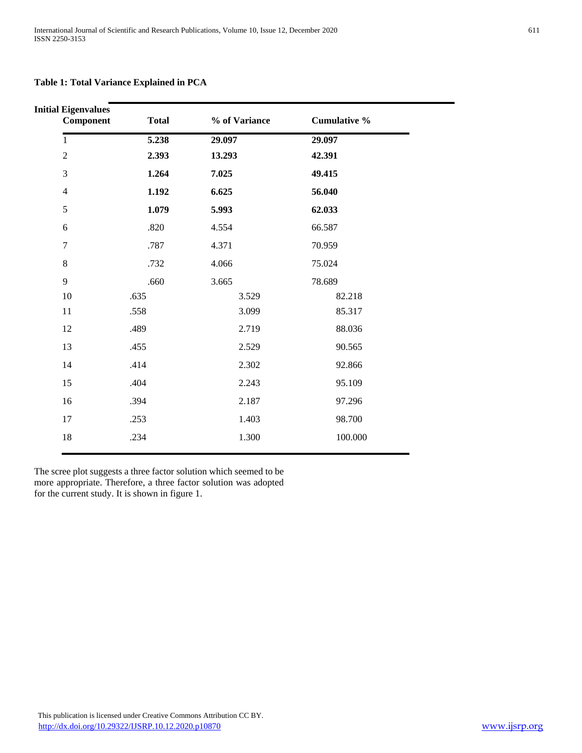**Table 1: Total Variance Explained in PCA**

| Initial Eigenvalues | | | |
|---|---|---|---|
| **Component** | **Total** | **% of Variance** | **Cumulative %** |
| 1 | **5.238** | **29.097** | **29.097** |
| 2 | **2.393** | **13.293** | **42.391** |
| 3 | **1.264** | **7.025** | **49.415** |
| 4 | **1.192** | **6.625** | **56.040** |
| 5 | **1.079** | **5.993** | **62.033** |
| 6 | .820 | 4.554 | 66.587 |
| 7 | .787 | 4.371 | 70.959 |
| 8 | .732 | 4.066 | 75.024 |
| 9 | .660 | 3.665 | 78.689 |
| 10 | .635 | 3.529 | 82.218 |
| 11 | .558 | 3.099 | 85.317 |
| 12 | .489 | 2.719 | 88.036 |
| 13 | .455 | 2.529 | 90.565 |
| 14 | .414 | 2.302 | 92.866 |
| 15 | .404 | 2.243 | 95.109 |
| 16 | .394 | 2.187 | 97.296 |
| 17 | .253 | 1.403 | 98.700 |
| 18 | .234 | 1.300 | 100.000 |

The scree plot suggests a three factor solution which seemed to be more appropriate. Therefore, a three factor solution was adopted for the current study. It is shown in figure 1.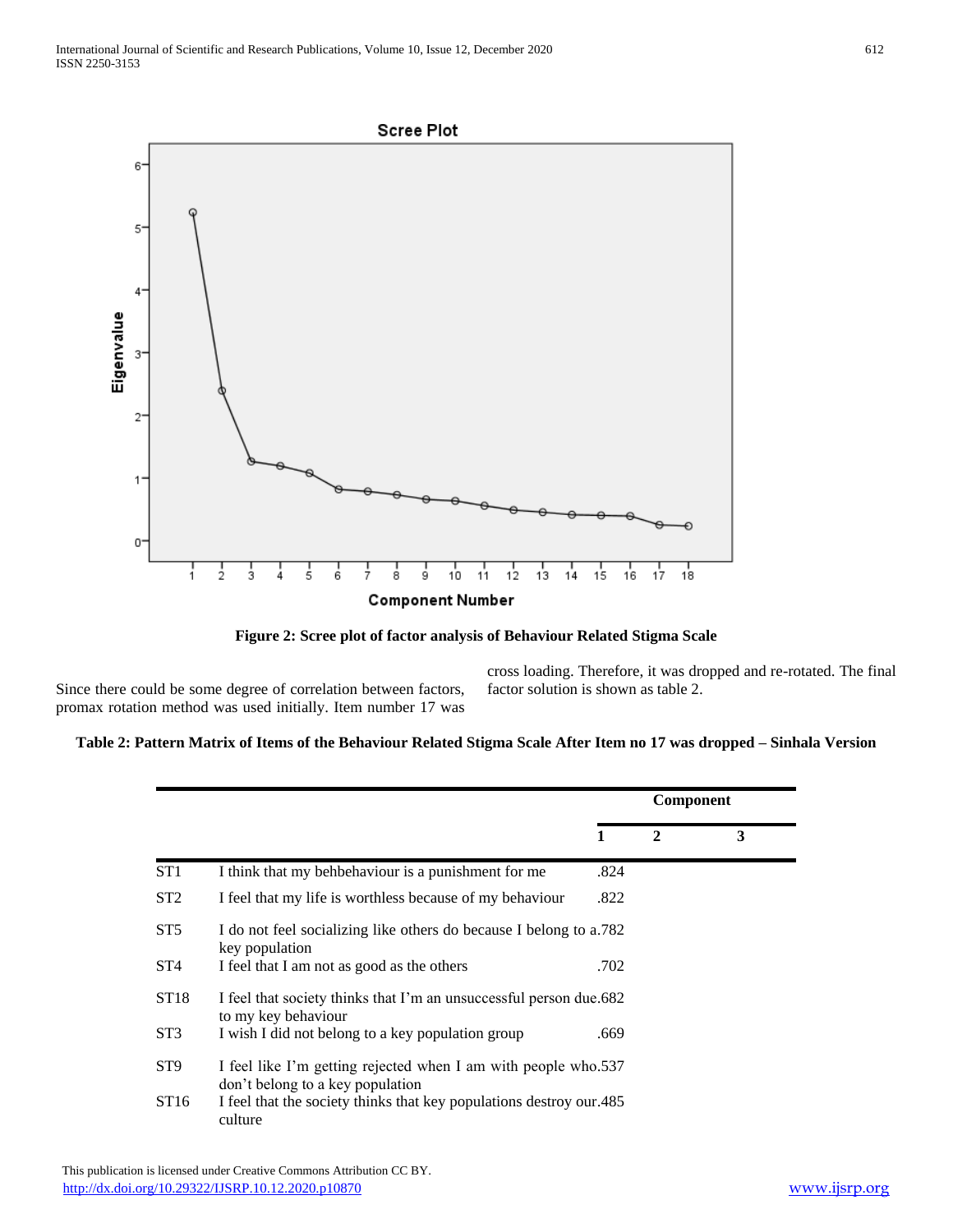**Figure 2: Scree plot of factor analysis of Behaviour Related Stigma Scale**

Since there could be some degree of correlation between factors, promax rotation method was used initially. Item number 17 was cross loading. Therefore, it was dropped and re-rotated. The final factor solution is shown as table 2.

**Table 2: Pattern Matrix of Items of the Behaviour Related Stigma Scale After Item no 17 was dropped – Sinhala Version**

| | | Component | | |
|---|---|---|---|---|
| | | 1 | 2 | 3 |
| ST1 | I think that my behbehaviour is a punishment for me | .824 | | |
| ST2 | I feel that my life is worthless because of my behaviour | .822 | | |
| ST5 | I do not feel socializing like others do because I belong to a key population | .782 | | |
| ST4 | I feel that I am not as good as the others | .702 | | |
| ST18 | I feel that society thinks that I'm an unsuccessful person due to my key behaviour | .682 | | |
| ST3 | I wish I did not belong to a key population group | .669 | | |
| ST9 | I feel like I'm getting rejected when I am with people who don't belong to a key population | .537 | | |
| ST16 | I feel that the society thinks that key populations destroy our culture | .485 | | |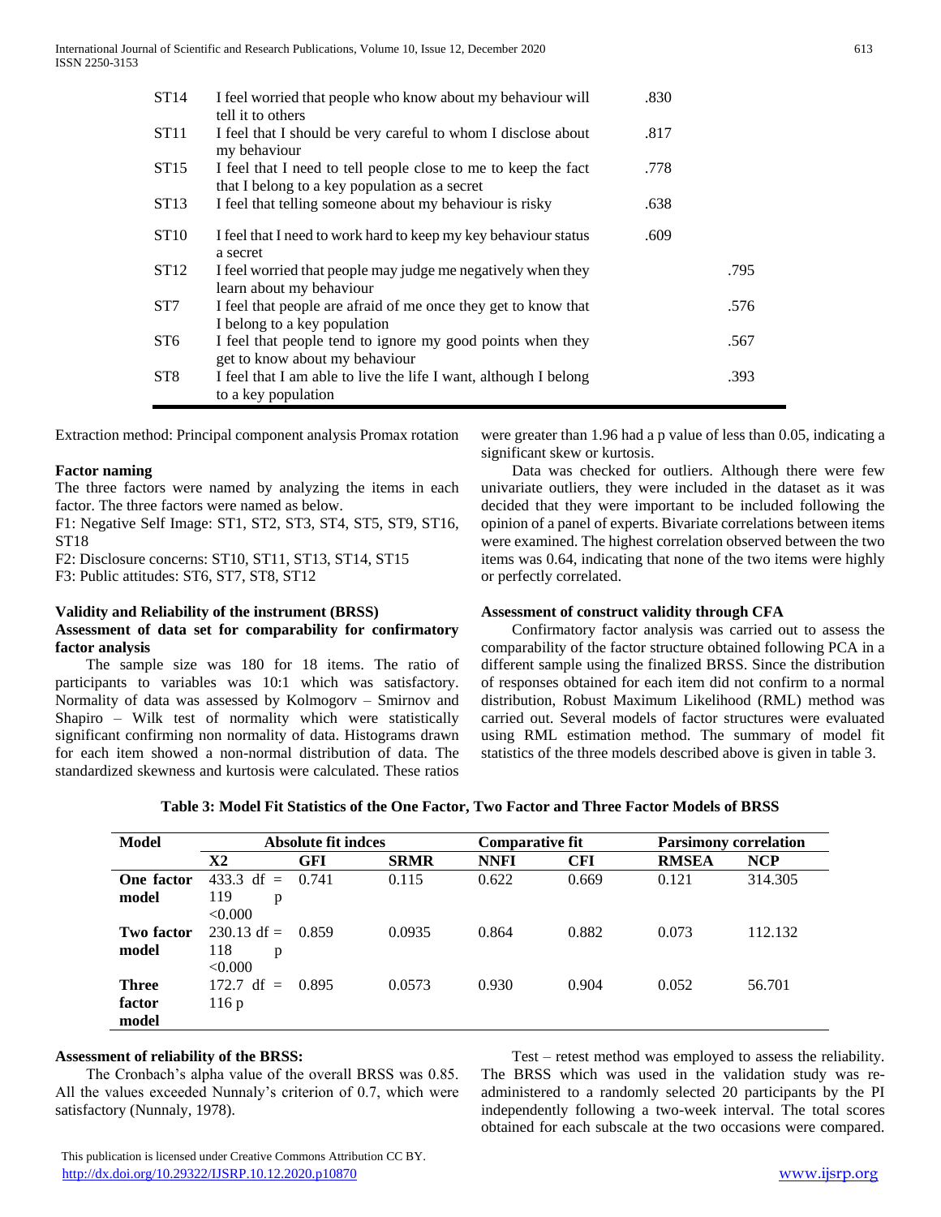| | | | |
|---|---|---|---|
| ST14 | I feel worried that people who know about my behaviour will tell it to others | .830 | |
| ST11 | I feel that I should be very careful to whom I disclose about my behaviour | .817 | |
| ST15 | I feel that I need to tell people close to me to keep the fact that I belong to a key population as a secret | .778 | |
| ST13 | I feel that telling someone about my behaviour is risky | .638 | |
| ST10 | I feel that I need to work hard to keep my key behaviour status a secret | .609 | |
| ST12 | I feel worried that people may judge me negatively when they learn about my behaviour | | .795 |
| ST7 | I feel that people are afraid of me once they get to know that I belong to a key population | | .576 |
| ST6 | I feel that people tend to ignore my good points when they get to know about my behaviour | | .567 |
| ST8 | I feel that I am able to live the life I want, although I belong to a key population | | .393 |

Extraction method: Principal component analysis Promax rotation

**Factor naming**

The three factors were named by analyzing the items in each factor. The three factors were named as below.

F1: Negative Self Image: ST1, ST2, ST3, ST4, ST5, ST9, ST16, ST18

F2: Disclosure concerns: ST10, ST11, ST13, ST14, ST15

F3: Public attitudes: ST6, ST7, ST8, ST12

**Validity and Reliability of the instrument (BRSS)**

**Assessment of data set for comparability for confirmatory factor analysis**

The sample size was 180 for 18 items. The ratio of participants to variables was 10:1 which was satisfactory. Normality of data was assessed by Kolmogorv – Smirnov and Shapiro – Wilk test of normality which were statistically significant confirming non normality of data. Histograms drawn for each item showed a non-normal distribution of data. The standardized skewness and kurtosis were calculated. These ratios were greater than 1.96 had a p value of less than 0.05, indicating a significant skew or kurtosis.

Data was checked for outliers. Although there were few univariate outliers, they were included in the dataset as it was decided that they were important to be included following the opinion of a panel of experts. Bivariate correlations between items were examined. The highest correlation observed between the two items was 0.64, indicating that none of the two items were highly or perfectly correlated.

**Assessment of construct validity through CFA**

Confirmatory factor analysis was carried out to assess the comparability of the factor structure obtained following PCA in a different sample using the finalized BRSS. Since the distribution of responses obtained for each item did not confirm to a normal distribution, Robust Maximum Likelihood (RML) method was carried out. Several models of factor structures were evaluated using RML estimation method. The summary of model fit statistics of the three models described above is given in table 3.

**Table 3: Model Fit Statistics of the One Factor, Two Factor and Three Factor Models of BRSS**

| Model | Absolute fit indces | | | Comparative fit | | Parsimony correlation | |
|---|---|---|---|---|---|---|---|
| | X2 | GFI | SRMR | NNFI | CFI | RMSEA | NCP |
| **One factor model** | 433.3 df = 119 p <0.000 | 0.741 | 0.115 | 0.622 | 0.669 | 0.121 | 314.305 |
| **Two factor model** | 230.13 df = 118 p <0.000 | 0.859 | 0.0935 | 0.864 | 0.882 | 0.073 | 112.132 |
| **Three factor model** | 172.7 df = 116 p | 0.895 | 0.0573 | 0.930 | 0.904 | 0.052 | 56.701 |

**Assessment of reliability of the BRSS:**

The Cronbach's alpha value of the overall BRSS was 0.85. All the values exceeded Nunnaly's criterion of 0.7, which were satisfactory (Nunnaly, 1978).

Test – retest method was employed to assess the reliability. The BRSS which was used in the validation study was re-administered to a randomly selected 20 participants by the PI independently following a two-week interval. The total scores obtained for each subscale at the two occasions were compared.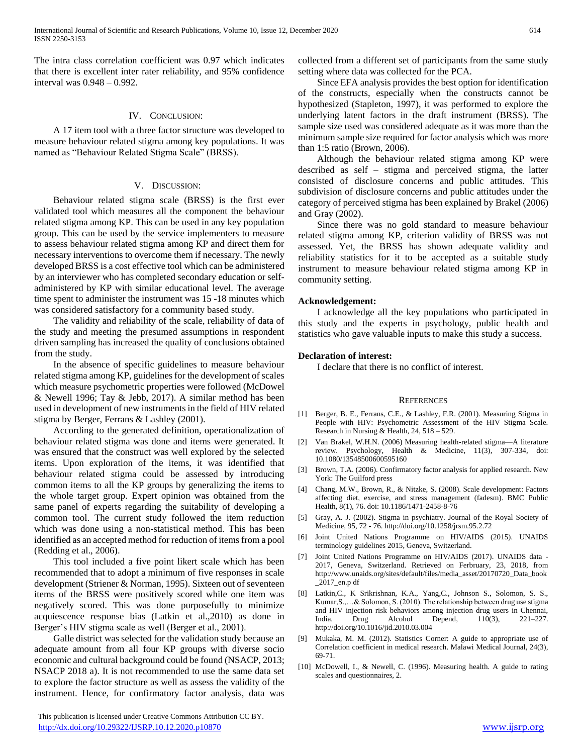The intra class correlation coefficient was 0.97 which indicates that there is excellent inter rater reliability, and 95% confidence interval was 0.948 – 0.992.

## IV. Conclusion:

A 17 item tool with a three factor structure was developed to measure behaviour related stigma among key populations. It was named as "Behaviour Related Stigma Scale" (BRSS).

## V. Discussion:

Behaviour related stigma scale (BRSS) is the first ever validated tool which measures all the component the behaviour related stigma among KP. This can be used in any key population group. This can be used by the service implementers to measure to assess behaviour related stigma among KP and direct them for necessary interventions to overcome them if necessary. The newly developed BRSS is a cost effective tool which can be administered by an interviewer who has completed secondary education or self-administered by KP with similar educational level. The average time spent to administer the instrument was 15 -18 minutes which was considered satisfactory for a community based study.

The validity and reliability of the scale, reliability of data of the study and meeting the presumed assumptions in respondent driven sampling has increased the quality of conclusions obtained from the study.

In the absence of specific guidelines to measure behaviour related stigma among KP, guidelines for the development of scales which measure psychometric properties were followed (McDowel & Newell 1996; Tay & Jebb, 2017). A similar method has been used in development of new instruments in the field of HIV related stigma by Berger, Ferrans & Lashley (2001).

According to the generated definition, operationalization of behaviour related stigma was done and items were generated. It was ensured that the construct was well explored by the selected items. Upon exploration of the items, it was identified that behaviour related stigma could be assessed by introducing common items to all the KP groups by generalizing the items to the whole target group. Expert opinion was obtained from the same panel of experts regarding the suitability of developing a common tool. The current study followed the item reduction which was done using a non-statistical method. This has been identified as an accepted method for reduction of items from a pool (Redding et al., 2006).

This tool included a five point likert scale which has been recommended that to adopt a minimum of five responses in scale development (Striener & Norman, 1995). Sixteen out of seventeen items of the BRSS were positively scored while one item was negatively scored. This was done purposefully to minimize acquiescence response bias (Latkin et al.,2010) as done in Berger's HIV stigma scale as well (Berger et al., 2001).

Galle district was selected for the validation study because an adequate amount from all four KP groups with diverse socio economic and cultural background could be found (NSACP, 2013; NSACP 2018 a). It is not recommended to use the same data set to explore the factor structure as well as assess the validity of the instrument. Hence, for confirmatory factor analysis, data was collected from a different set of participants from the same study setting where data was collected for the PCA.

Since EFA analysis provides the best option for identification of the constructs, especially when the constructs cannot be hypothesized (Stapleton, 1997), it was performed to explore the underlying latent factors in the draft instrument (BRSS). The sample size used was considered adequate as it was more than the minimum sample size required for factor analysis which was more than 1:5 ratio (Brown, 2006).

Although the behaviour related stigma among KP were described as self – stigma and perceived stigma, the latter consisted of disclosure concerns and public attitudes. This subdivision of disclosure concerns and public attitudes under the category of perceived stigma has been explained by Brakel (2006) and Gray (2002).

Since there was no gold standard to measure behaviour related stigma among KP, criterion validity of BRSS was not assessed. Yet, the BRSS has shown adequate validity and reliability statistics for it to be accepted as a suitable study instrument to measure behaviour related stigma among KP in community setting.

**Acknowledgement:**

I acknowledge all the key populations who participated in this study and the experts in psychology, public health and statistics who gave valuable inputs to make this study a success.

**Declaration of interest:**

I declare that there is no conflict of interest.

## References

[1] Berger, B. E., Ferrans, C.E., & Lashley, F.R. (2001). Measuring Stigma in People with HIV: Psychometric Assessment of the HIV Stigma Scale. Research in Nursing & Health, 24, 518 – 529.

[2] Van Brakel, W.H.N. (2006) Measuring health-related stigma—A literature review. Psychology, Health & Medicine, 11(3), 307-334, doi: 10.1080/13548500600595160

[3] Brown, T.A. (2006). Confirmatory factor analysis for applied research. New York: The Guilford press

[4] Chang, M.W., Brown, R., & Nitzke, S. (2008). Scale development: Factors affecting diet, exercise, and stress management (fadesm). BMC Public Health, 8(1), 76. doi: 10.1186/1471-2458-8-76

[5] Gray, A. J. (2002). Stigma in psychiatry. Journal of the Royal Society of Medicine, 95, 72 - 76. http://doi.org/10.1258/jrsm.95.2.72

[6] Joint United Nations Programme on HIV/AIDS (2015). UNAIDS terminology guidelines 2015, Geneva, Switzerland.

[7] Joint United Nations Programme on HIV/AIDS (2017). UNAIDS data - 2017, Geneva, Switzerland. Retrieved on Ferbruary, 23, 2018, from http://www.unaids.org/sites/default/files/media_asset/20170720_Data_book_2017_en.p df

[8] Latkin,C., K Srikrishnan, K.A., Yang,C., Johnson S., Solomon, S. S., Kumar,S.,…& Solomon, S. (2010). The relationship between drug use stigma and HIV injection risk behaviors among injection drug users in Chennai, India. Drug Alcohol Depend, 110(3), 221–227. http://doi.org/10.1016/jid.2010.03.004

[9] Mukaka, M. M. (2012). Statistics Corner: A guide to appropriate use of Correlation coefficient in medical research. Malawi Medical Journal, 24(3), 69-71.

[10] McDowell, I., & Newell, C. (1996). Measuring health. A guide to rating scales and questionnaires, 2.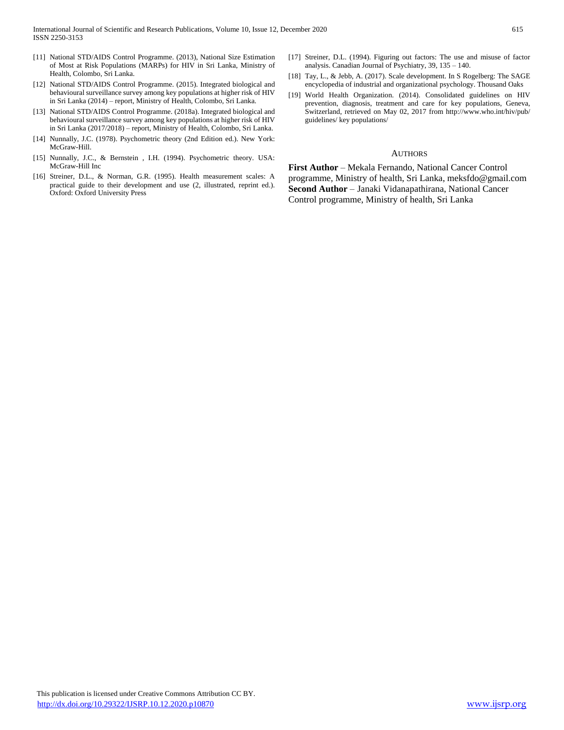[11] National STD/AIDS Control Programme. (2013), National Size Estimation of Most at Risk Populations (MARPs) for HIV in Sri Lanka, Ministry of Health, Colombo, Sri Lanka.

[12] National STD/AIDS Control Programme. (2015). Integrated biological and behavioural surveillance survey among key populations at higher risk of HIV in Sri Lanka (2014) – report, Ministry of Health, Colombo, Sri Lanka.

[13] National STD/AIDS Control Programme. (2018a). Integrated biological and behavioural surveillance survey among key populations at higher risk of HIV in Sri Lanka (2017/2018) – report, Ministry of Health, Colombo, Sri Lanka.

[14] Nunnally, J.C. (1978). Psychometric theory (2nd Edition ed.). New York: McGraw-Hill.

[15] Nunnally, J.C., & Bernstein , I.H. (1994). Psychometric theory. USA: McGraw-Hill Inc

[16] Streiner, D.L., & Norman, G.R. (1995). Health measurement scales: A practical guide to their development and use (2, illustrated, reprint ed.). Oxford: Oxford University Press

[17] Streiner, D.L. (1994). Figuring out factors: The use and misuse of factor analysis. Canadian Journal of Psychiatry, 39, 135 – 140.

[18] Tay, L., & Jebb, A. (2017). Scale development. In S Rogelberg: The SAGE encyclopedia of industrial and organizational psychology. Thousand Oaks

[19] World Health Organization. (2014). Consolidated guidelines on HIV prevention, diagnosis, treatment and care for key populations, Geneva, Switzerland, retrieved on May 02, 2017 from http://www.who.int/hiv/pub/ guidelines/ key populations/

## AUTHORS

**First Author** – Mekala Fernando, National Cancer Control programme, Ministry of health, Sri Lanka, meksfdo@gmail.com

**Second Author** – Janaki Vidanapathirana, National Cancer Control programme, Ministry of health, Sri Lanka